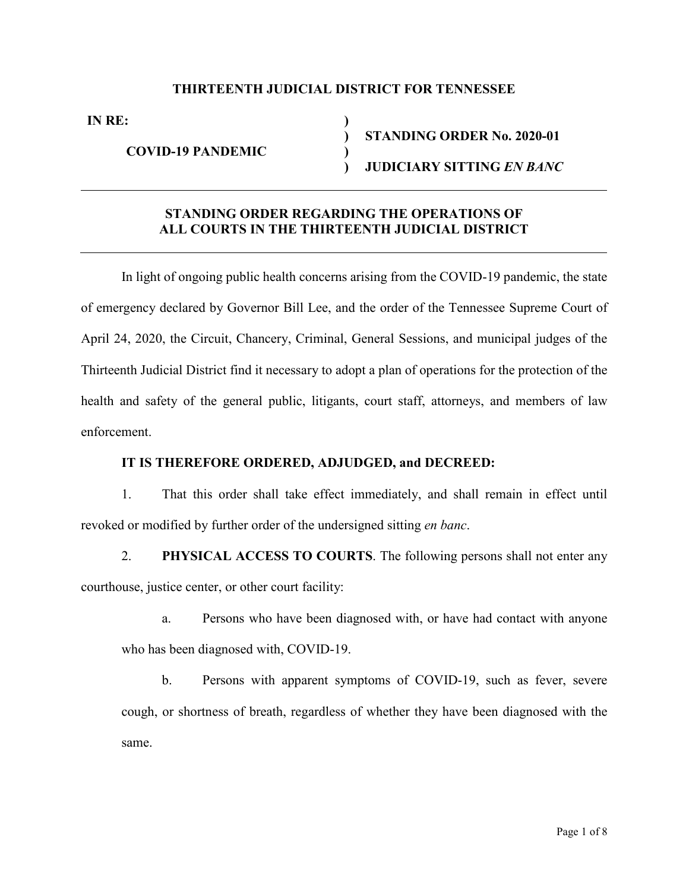**THIRTEENTH JUDICIAL DISTRICT FOR TENNESSEE**

| | | |
|---|---|---|
| **IN RE:** | ) | |
| | ) | **STANDING ORDER No. 2020-01** |
| **COVID-19 PANDEMIC** | ) | |
| | ) | **JUDICIARY SITTING *EN BANC*** |

---

## STANDING ORDER REGARDING THE OPERATIONS OF ALL COURTS IN THE THIRTEENTH JUDICIAL DISTRICT

---

In light of ongoing public health concerns arising from the COVID-19 pandemic, the state of emergency declared by Governor Bill Lee, and the order of the Tennessee Supreme Court of April 24, 2020, the Circuit, Chancery, Criminal, General Sessions, and municipal judges of the Thirteenth Judicial District find it necessary to adopt a plan of operations for the protection of the health and safety of the general public, litigants, court staff, attorneys, and members of law enforcement.

**IT IS THEREFORE ORDERED, ADJUDGED, and DECREED:**

1. That this order shall take effect immediately, and shall remain in effect until revoked or modified by further order of the undersigned sitting *en banc*.

2. **PHYSICAL ACCESS TO COURTS**. The following persons shall not enter any courthouse, justice center, or other court facility:

    a. Persons who have been diagnosed with, or have had contact with anyone who has been diagnosed with, COVID-19.

    b. Persons with apparent symptoms of COVID-19, such as fever, severe cough, or shortness of breath, regardless of whether they have been diagnosed with the same.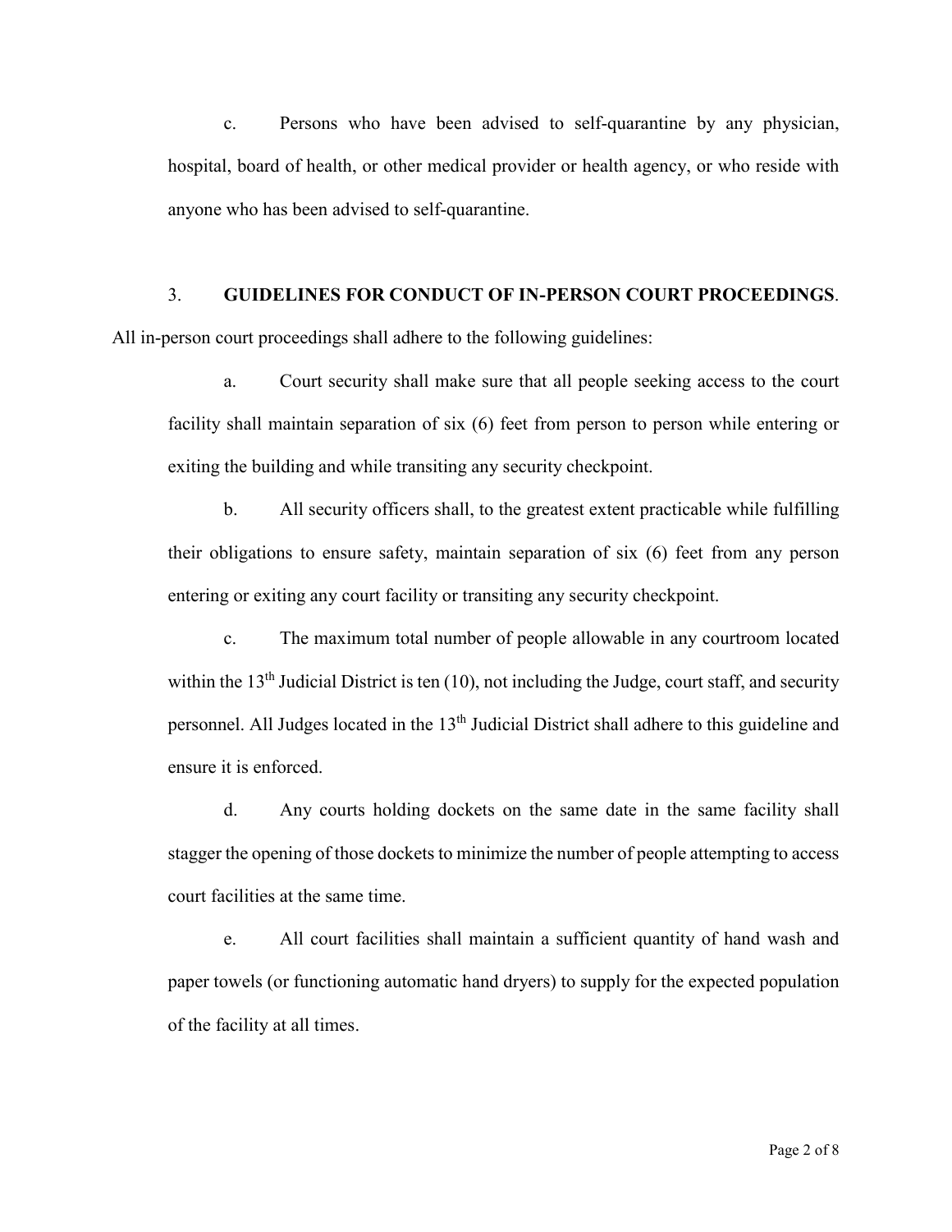c. Persons who have been advised to self-quarantine by any physician, hospital, board of health, or other medical provider or health agency, or who reside with anyone who has been advised to self-quarantine.

3. **GUIDELINES FOR CONDUCT OF IN-PERSON COURT PROCEEDINGS**. All in-person court proceedings shall adhere to the following guidelines:

a. Court security shall make sure that all people seeking access to the court facility shall maintain separation of six (6) feet from person to person while entering or exiting the building and while transiting any security checkpoint.

b. All security officers shall, to the greatest extent practicable while fulfilling their obligations to ensure safety, maintain separation of six (6) feet from any person entering or exiting any court facility or transiting any security checkpoint.

c. The maximum total number of people allowable in any courtroom located within the 13th Judicial District is ten (10), not including the Judge, court staff, and security personnel. All Judges located in the 13th Judicial District shall adhere to this guideline and ensure it is enforced.

d. Any courts holding dockets on the same date in the same facility shall stagger the opening of those dockets to minimize the number of people attempting to access court facilities at the same time.

e. All court facilities shall maintain a sufficient quantity of hand wash and paper towels (or functioning automatic hand dryers) to supply for the expected population of the facility at all times.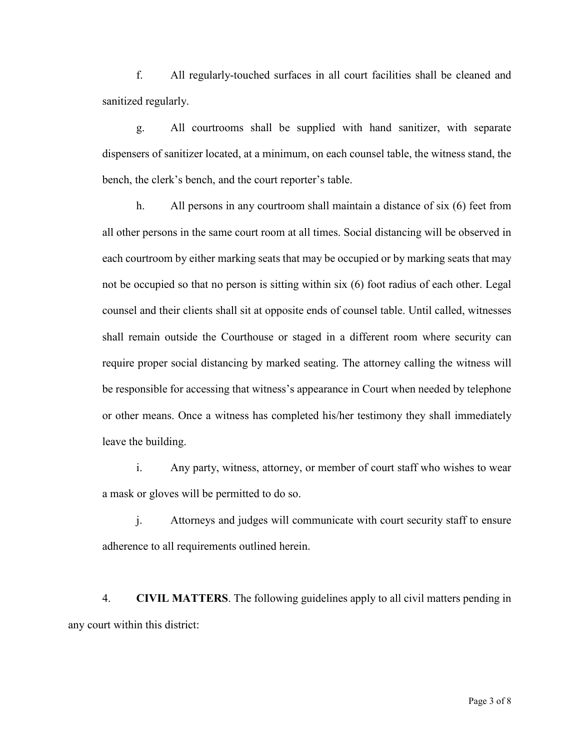f. All regularly-touched surfaces in all court facilities shall be cleaned and sanitized regularly.

g. All courtrooms shall be supplied with hand sanitizer, with separate dispensers of sanitizer located, at a minimum, on each counsel table, the witness stand, the bench, the clerk's bench, and the court reporter's table.

h. All persons in any courtroom shall maintain a distance of six (6) feet from all other persons in the same court room at all times. Social distancing will be observed in each courtroom by either marking seats that may be occupied or by marking seats that may not be occupied so that no person is sitting within six (6) foot radius of each other. Legal counsel and their clients shall sit at opposite ends of counsel table. Until called, witnesses shall remain outside the Courthouse or staged in a different room where security can require proper social distancing by marked seating. The attorney calling the witness will be responsible for accessing that witness's appearance in Court when needed by telephone or other means. Once a witness has completed his/her testimony they shall immediately leave the building.

i. Any party, witness, attorney, or member of court staff who wishes to wear a mask or gloves will be permitted to do so.

j. Attorneys and judges will communicate with court security staff to ensure adherence to all requirements outlined herein.

4. **CIVIL MATTERS**. The following guidelines apply to all civil matters pending in any court within this district: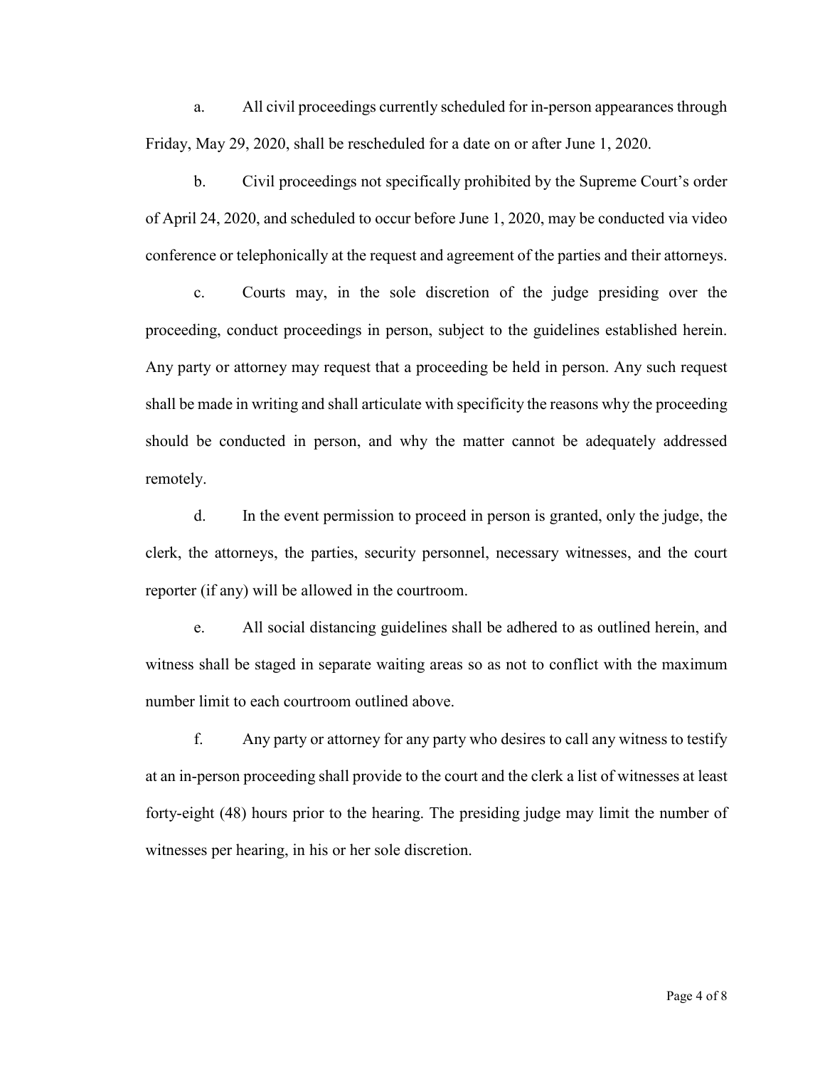a. All civil proceedings currently scheduled for in-person appearances through Friday, May 29, 2020, shall be rescheduled for a date on or after June 1, 2020.

b. Civil proceedings not specifically prohibited by the Supreme Court's order of April 24, 2020, and scheduled to occur before June 1, 2020, may be conducted via video conference or telephonically at the request and agreement of the parties and their attorneys.

c. Courts may, in the sole discretion of the judge presiding over the proceeding, conduct proceedings in person, subject to the guidelines established herein. Any party or attorney may request that a proceeding be held in person. Any such request shall be made in writing and shall articulate with specificity the reasons why the proceeding should be conducted in person, and why the matter cannot be adequately addressed remotely.

d. In the event permission to proceed in person is granted, only the judge, the clerk, the attorneys, the parties, security personnel, necessary witnesses, and the court reporter (if any) will be allowed in the courtroom.

e. All social distancing guidelines shall be adhered to as outlined herein, and witness shall be staged in separate waiting areas so as not to conflict with the maximum number limit to each courtroom outlined above.

f. Any party or attorney for any party who desires to call any witness to testify at an in-person proceeding shall provide to the court and the clerk a list of witnesses at least forty-eight (48) hours prior to the hearing. The presiding judge may limit the number of witnesses per hearing, in his or her sole discretion.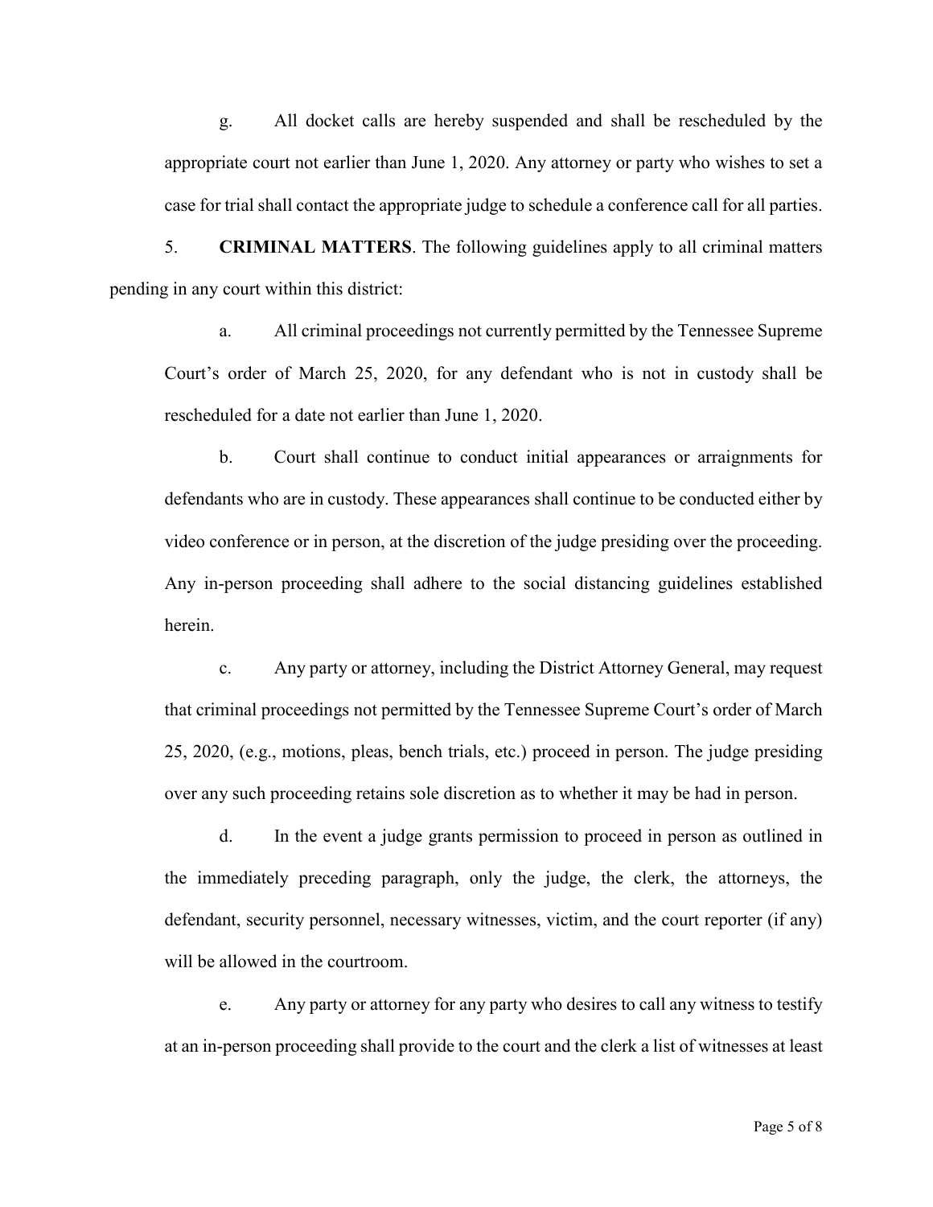g. All docket calls are hereby suspended and shall be rescheduled by the appropriate court not earlier than June 1, 2020. Any attorney or party who wishes to set a case for trial shall contact the appropriate judge to schedule a conference call for all parties.

5. **CRIMINAL MATTERS**. The following guidelines apply to all criminal matters pending in any court within this district:

a. All criminal proceedings not currently permitted by the Tennessee Supreme Court's order of March 25, 2020, for any defendant who is not in custody shall be rescheduled for a date not earlier than June 1, 2020.

b. Court shall continue to conduct initial appearances or arraignments for defendants who are in custody. These appearances shall continue to be conducted either by video conference or in person, at the discretion of the judge presiding over the proceeding. Any in-person proceeding shall adhere to the social distancing guidelines established herein.

c. Any party or attorney, including the District Attorney General, may request that criminal proceedings not permitted by the Tennessee Supreme Court's order of March 25, 2020, (e.g., motions, pleas, bench trials, etc.) proceed in person. The judge presiding over any such proceeding retains sole discretion as to whether it may be had in person.

d. In the event a judge grants permission to proceed in person as outlined in the immediately preceding paragraph, only the judge, the clerk, the attorneys, the defendant, security personnel, necessary witnesses, victim, and the court reporter (if any) will be allowed in the courtroom.

e. Any party or attorney for any party who desires to call any witness to testify at an in-person proceeding shall provide to the court and the clerk a list of witnesses at least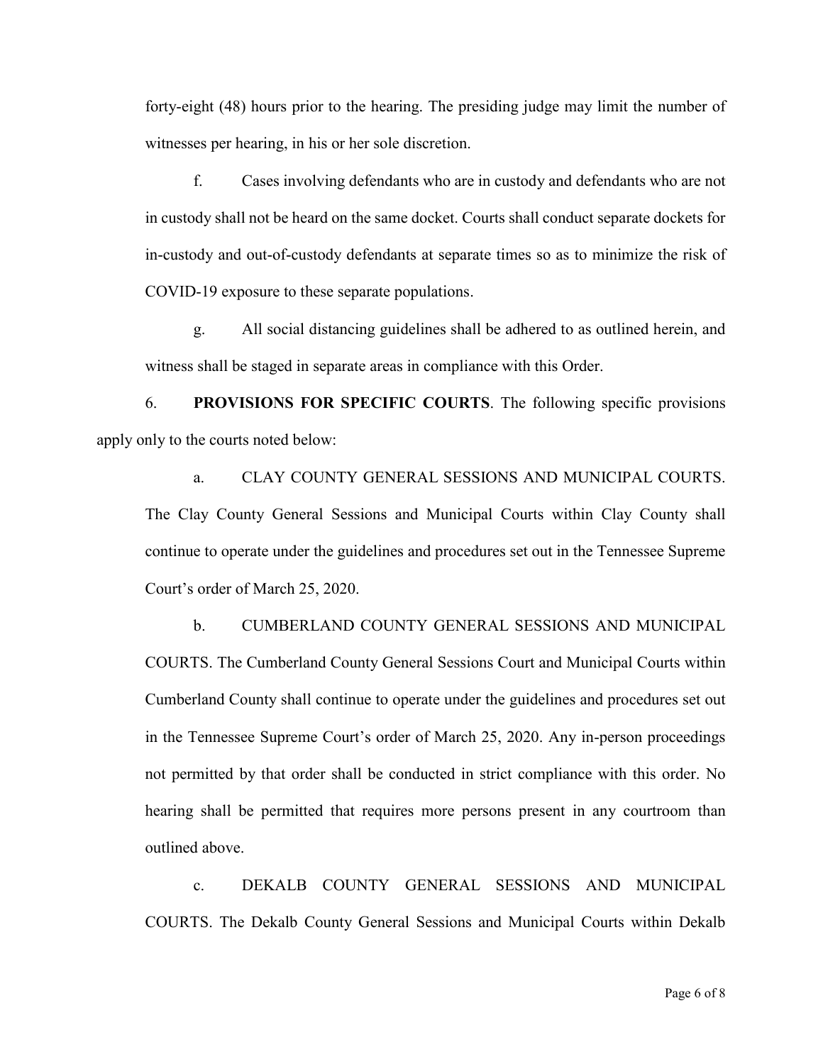forty-eight (48) hours prior to the hearing. The presiding judge may limit the number of witnesses per hearing, in his or her sole discretion.

f. Cases involving defendants who are in custody and defendants who are not in custody shall not be heard on the same docket. Courts shall conduct separate dockets for in-custody and out-of-custody defendants at separate times so as to minimize the risk of COVID-19 exposure to these separate populations.

g. All social distancing guidelines shall be adhered to as outlined herein, and witness shall be staged in separate areas in compliance with this Order.

6. **PROVISIONS FOR SPECIFIC COURTS**. The following specific provisions apply only to the courts noted below:

a. CLAY COUNTY GENERAL SESSIONS AND MUNICIPAL COURTS. The Clay County General Sessions and Municipal Courts within Clay County shall continue to operate under the guidelines and procedures set out in the Tennessee Supreme Court's order of March 25, 2020.

b. CUMBERLAND COUNTY GENERAL SESSIONS AND MUNICIPAL COURTS. The Cumberland County General Sessions Court and Municipal Courts within Cumberland County shall continue to operate under the guidelines and procedures set out in the Tennessee Supreme Court's order of March 25, 2020. Any in-person proceedings not permitted by that order shall be conducted in strict compliance with this order. No hearing shall be permitted that requires more persons present in any courtroom than outlined above.

c. DEKALB COUNTY GENERAL SESSIONS AND MUNICIPAL COURTS. The Dekalb County General Sessions and Municipal Courts within Dekalb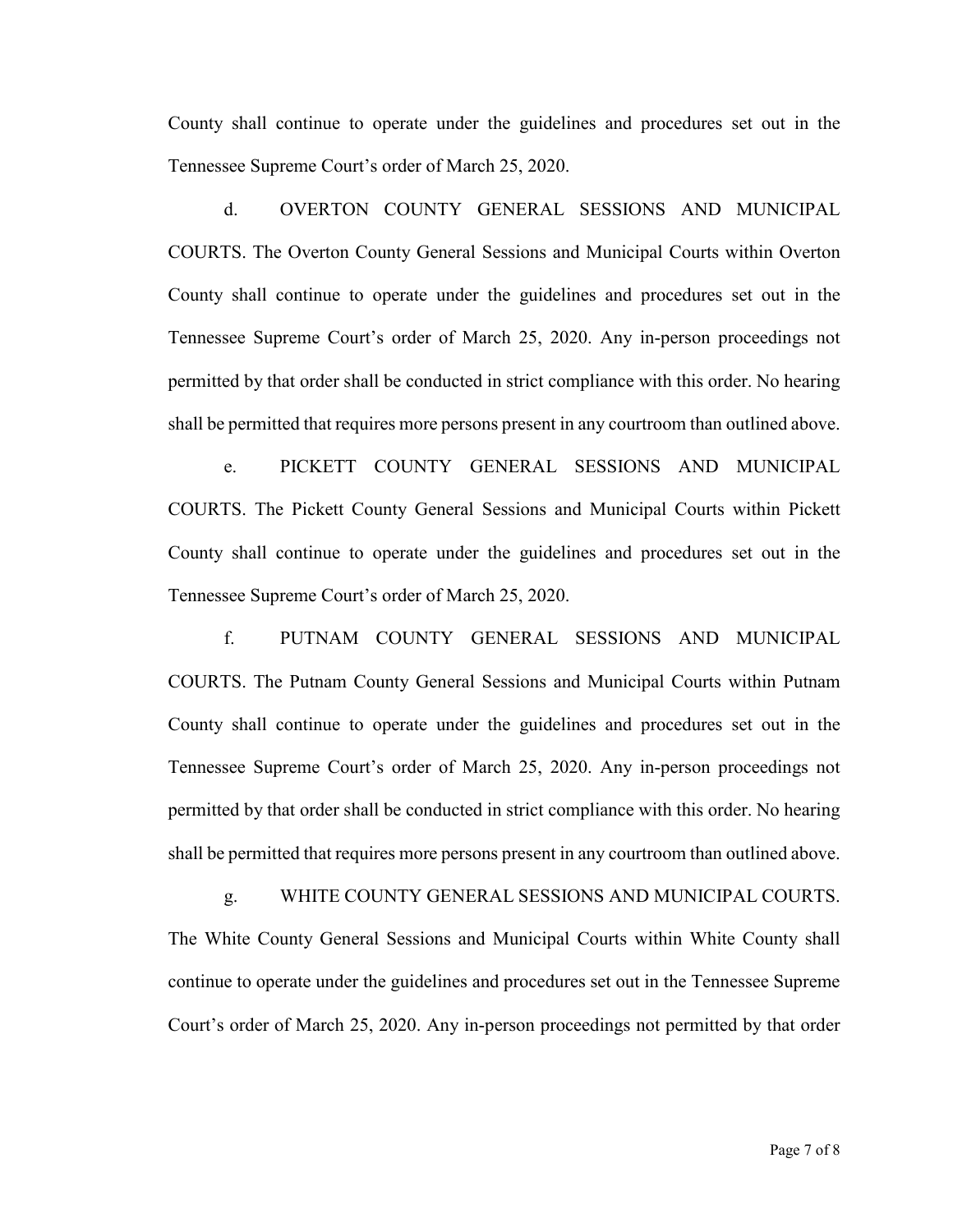County shall continue to operate under the guidelines and procedures set out in the Tennessee Supreme Court's order of March 25, 2020.

d. OVERTON COUNTY GENERAL SESSIONS AND MUNICIPAL COURTS. The Overton County General Sessions and Municipal Courts within Overton County shall continue to operate under the guidelines and procedures set out in the Tennessee Supreme Court's order of March 25, 2020. Any in-person proceedings not permitted by that order shall be conducted in strict compliance with this order. No hearing shall be permitted that requires more persons present in any courtroom than outlined above.

e. PICKETT COUNTY GENERAL SESSIONS AND MUNICIPAL COURTS. The Pickett County General Sessions and Municipal Courts within Pickett County shall continue to operate under the guidelines and procedures set out in the Tennessee Supreme Court's order of March 25, 2020.

f. PUTNAM COUNTY GENERAL SESSIONS AND MUNICIPAL COURTS. The Putnam County General Sessions and Municipal Courts within Putnam County shall continue to operate under the guidelines and procedures set out in the Tennessee Supreme Court's order of March 25, 2020. Any in-person proceedings not permitted by that order shall be conducted in strict compliance with this order. No hearing shall be permitted that requires more persons present in any courtroom than outlined above.

g. WHITE COUNTY GENERAL SESSIONS AND MUNICIPAL COURTS. The White County General Sessions and Municipal Courts within White County shall continue to operate under the guidelines and procedures set out in the Tennessee Supreme Court's order of March 25, 2020. Any in-person proceedings not permitted by that order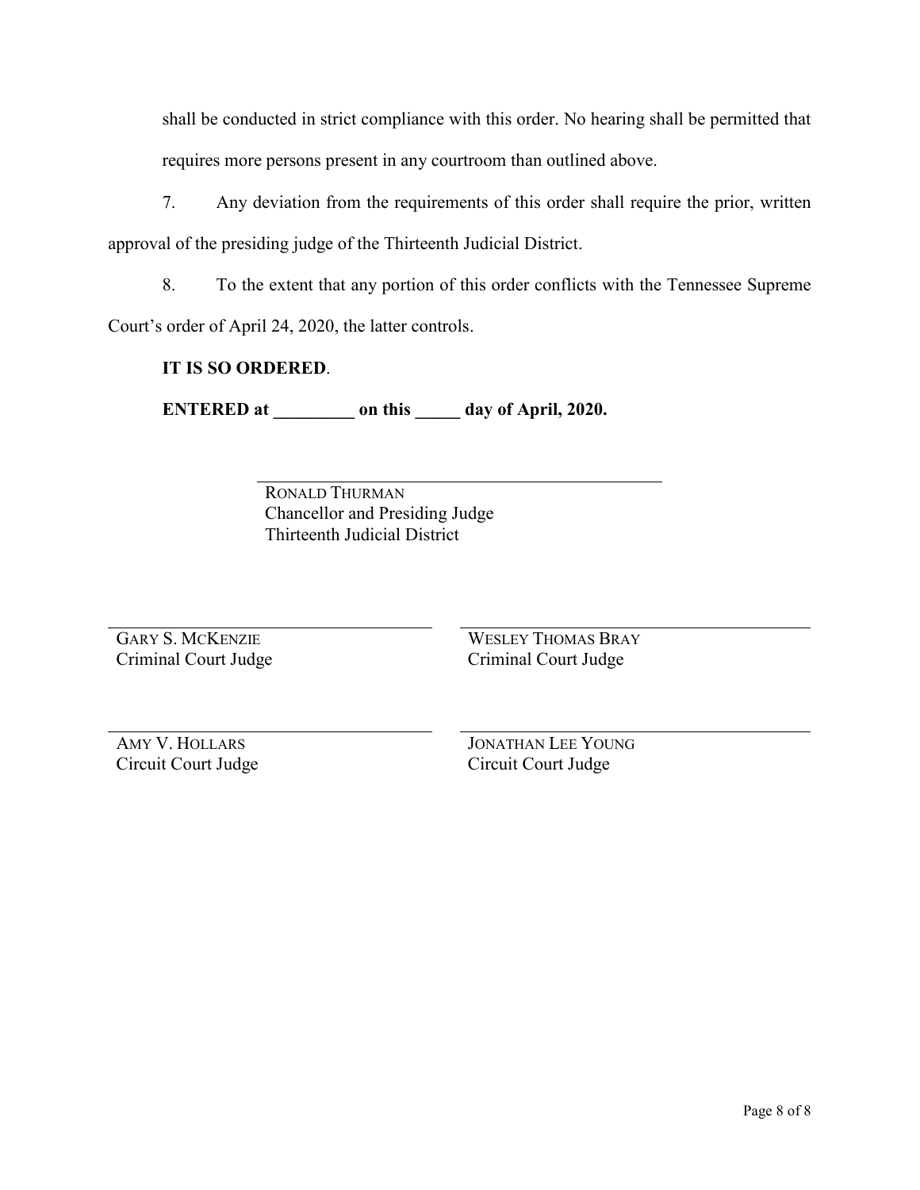shall be conducted in strict compliance with this order. No hearing shall be permitted that requires more persons present in any courtroom than outlined above.

7. Any deviation from the requirements of this order shall require the prior, written approval of the presiding judge of the Thirteenth Judicial District.

8. To the extent that any portion of this order conflicts with the Tennessee Supreme Court's order of April 24, 2020, the latter controls.

**IT IS SO ORDERED**.

**ENTERED at _________ on this _____ day of April, 2020.**

______________________________________________
RONALD THURMAN
Chancellor and Presiding Judge
Thirteenth Judicial District

______________________________________________
GARY S. MCKENZIE
Criminal Court Judge

______________________________________________
WESLEY THOMAS BRAY
Criminal Court Judge

______________________________________________
AMY V. HOLLARS
Circuit Court Judge

______________________________________________
JONATHAN LEE YOUNG
Circuit Court Judge